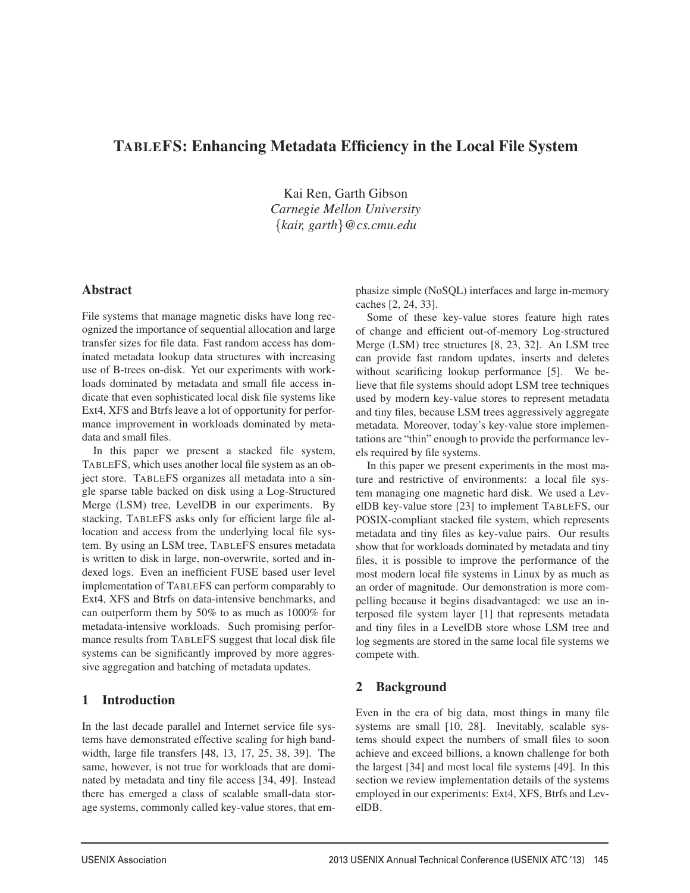# TABLEFS: Enhancing Metadata Efficiency in the Local File System

Kai Ren, Garth Gibson
*Carnegie Mellon University*
{*kair, garth*}*@cs.cmu.edu*

## Abstract

File systems that manage magnetic disks have long recognized the importance of sequential allocation and large transfer sizes for file data. Fast random access has dominated metadata lookup data structures with increasing use of B-trees on-disk. Yet our experiments with workloads dominated by metadata and small file access indicate that even sophisticated local disk file systems like Ext4, XFS and Btrfs leave a lot of opportunity for performance improvement in workloads dominated by metadata and small files.

In this paper we present a stacked file system, TABLEFS, which uses another local file system as an object store. TABLEFS organizes all metadata into a single sparse table backed on disk using a Log-Structured Merge (LSM) tree, LevelDB in our experiments. By stacking, TABLEFS asks only for efficient large file allocation and access from the underlying local file system. By using an LSM tree, TABLEFS ensures metadata is written to disk in large, non-overwrite, sorted and indexed logs. Even an inefficient FUSE based user level implementation of TABLEFS can perform comparably to Ext4, XFS and Btrfs on data-intensive benchmarks, and can outperform them by 50% to as much as 1000% for metadata-intensive workloads. Such promising performance results from TABLEFS suggest that local disk file systems can be significantly improved by more aggressive aggregation and batching of metadata updates.

## 1 Introduction

In the last decade parallel and Internet service file systems have demonstrated effective scaling for high bandwidth, large file transfers [48, 13, 17, 25, 38, 39]. The same, however, is not true for workloads that are dominated by metadata and tiny file access [34, 49]. Instead there has emerged a class of scalable small-data storage systems, commonly called key-value stores, that emphasize simple (NoSQL) interfaces and large in-memory caches [2, 24, 33].

Some of these key-value stores feature high rates of change and efficient out-of-memory Log-structured Merge (LSM) tree structures [8, 23, 32]. An LSM tree can provide fast random updates, inserts and deletes without scarificing lookup performance [5]. We believe that file systems should adopt LSM tree techniques used by modern key-value stores to represent metadata and tiny files, because LSM trees aggressively aggregate metadata. Moreover, today's key-value store implementations are "thin" enough to provide the performance levels required by file systems.

In this paper we present experiments in the most mature and restrictive of environments: a local file system managing one magnetic hard disk. We used a LevelDB key-value store [23] to implement TABLEFS, our POSIX-compliant stacked file system, which represents metadata and tiny files as key-value pairs. Our results show that for workloads dominated by metadata and tiny files, it is possible to improve the performance of the most modern local file systems in Linux by as much as an order of magnitude. Our demonstration is more compelling because it begins disadvantaged: we use an interposed file system layer [1] that represents metadata and tiny files in a LevelDB store whose LSM tree and log segments are stored in the same local file systems we compete with.

## 2 Background

Even in the era of big data, most things in many file systems are small [10, 28]. Inevitably, scalable systems should expect the numbers of small files to soon achieve and exceed billions, a known challenge for both the largest [34] and most local file systems [49]. In this section we review implementation details of the systems employed in our experiments: Ext4, XFS, Btrfs and LevelDB.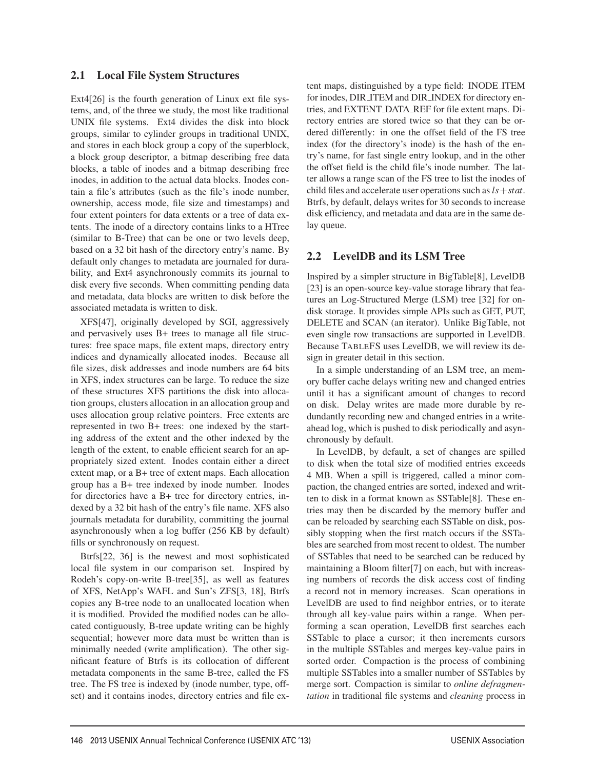## 2.1 Local File System Structures

Ext4[26] is the fourth generation of Linux ext file systems, and, of the three we study, the most like traditional UNIX file systems. Ext4 divides the disk into block groups, similar to cylinder groups in traditional UNIX, and stores in each block group a copy of the superblock, a block group descriptor, a bitmap describing free data blocks, a table of inodes and a bitmap describing free inodes, in addition to the actual data blocks. Inodes contain a file's attributes (such as the file's inode number, ownership, access mode, file size and timestamps) and four extent pointers for data extents or a tree of data extents. The inode of a directory contains links to a HTree (similar to B-Tree) that can be one or two levels deep, based on a 32 bit hash of the directory entry's name. By default only changes to metadata are journaled for durability, and Ext4 asynchronously commits its journal to disk every five seconds. When committing pending data and metadata, data blocks are written to disk before the associated metadata is written to disk.

XFS[47], originally developed by SGI, aggressively and pervasively uses B+ trees to manage all file structures: free space maps, file extent maps, directory entry indices and dynamically allocated inodes. Because all file sizes, disk addresses and inode numbers are 64 bits in XFS, index structures can be large. To reduce the size of these structures XFS partitions the disk into allocation groups, clusters allocation in an allocation group and uses allocation group relative pointers. Free extents are represented in two B+ trees: one indexed by the starting address of the extent and the other indexed by the length of the extent, to enable efficient search for an appropriately sized extent. Inodes contain either a direct extent map, or a B+ tree of extent maps. Each allocation group has a B+ tree indexed by inode number. Inodes for directories have a B+ tree for directory entries, indexed by a 32 bit hash of the entry's file name. XFS also journals metadata for durability, committing the journal asynchronously when a log buffer (256 KB by default) fills or synchronously on request.

Btrfs[22, 36] is the newest and most sophisticated local file system in our comparison set. Inspired by Rodeh's copy-on-write B-tree[35], as well as features of XFS, NetApp's WAFL and Sun's ZFS[3, 18], Btrfs copies any B-tree node to an unallocated location when it is modified. Provided the modified nodes can be allocated contiguously, B-tree update writing can be highly sequential; however more data must be written than is minimally needed (write amplification). The other significant feature of Btrfs is its collocation of different metadata components in the same B-tree, called the FS tree. The FS tree is indexed by (inode number, type, offset) and it contains inodes, directory entries and file extent maps, distinguished by a type field: INODE_ITEM for inodes, DIR_ITEM and DIR_INDEX for directory entries, and EXTENT_DATA_REF for file extent maps. Directory entries are stored twice so that they can be ordered differently: in one the offset field of the FS tree index (for the directory's inode) is the hash of the entry's name, for fast single entry lookup, and in the other the offset field is the child file's inode number. The latter allows a range scan of the FS tree to list the inodes of child files and accelerate user operations such as $ls+stat$. Btrfs, by default, delays writes for 30 seconds to increase disk efficiency, and metadata and data are in the same delay queue.

## 2.2 LevelDB and its LSM Tree

Inspired by a simpler structure in BigTable[8], LevelDB [23] is an open-source key-value storage library that features an Log-Structured Merge (LSM) tree [32] for on-disk storage. It provides simple APIs such as GET, PUT, DELETE and SCAN (an iterator). Unlike BigTable, not even single row transactions are supported in LevelDB. Because TABLEFS uses LevelDB, we will review its design in greater detail in this section.

In a simple understanding of an LSM tree, an memory buffer cache delays writing new and changed entries until it has a significant amount of changes to record on disk. Delay writes are made more durable by redundantly recording new and changed entries in a write-ahead log, which is pushed to disk periodically and asynchronously by default.

In LevelDB, by default, a set of changes are spilled to disk when the total size of modified entries exceeds 4 MB. When a spill is triggered, called a minor compaction, the changed entries are sorted, indexed and written to disk in a format known as SSTable[8]. These entries may then be discarded by the memory buffer and can be reloaded by searching each SSTable on disk, possibly stopping when the first match occurs if the SSTables are searched from most recent to oldest. The number of SSTables that need to be searched can be reduced by maintaining a Bloom filter[7] on each, but with increasing numbers of records the disk access cost of finding a record not in memory increases. Scan operations in LevelDB are used to find neighbor entries, or to iterate through all key-value pairs within a range. When performing a scan operation, LevelDB first searches each SSTable to place a cursor; it then increments cursors in the multiple SSTables and merges key-value pairs in sorted order. Compaction is the process of combining multiple SSTables into a smaller number of SSTables by merge sort. Compaction is similar to *online defragmentation* in traditional file systems and *cleaning* process in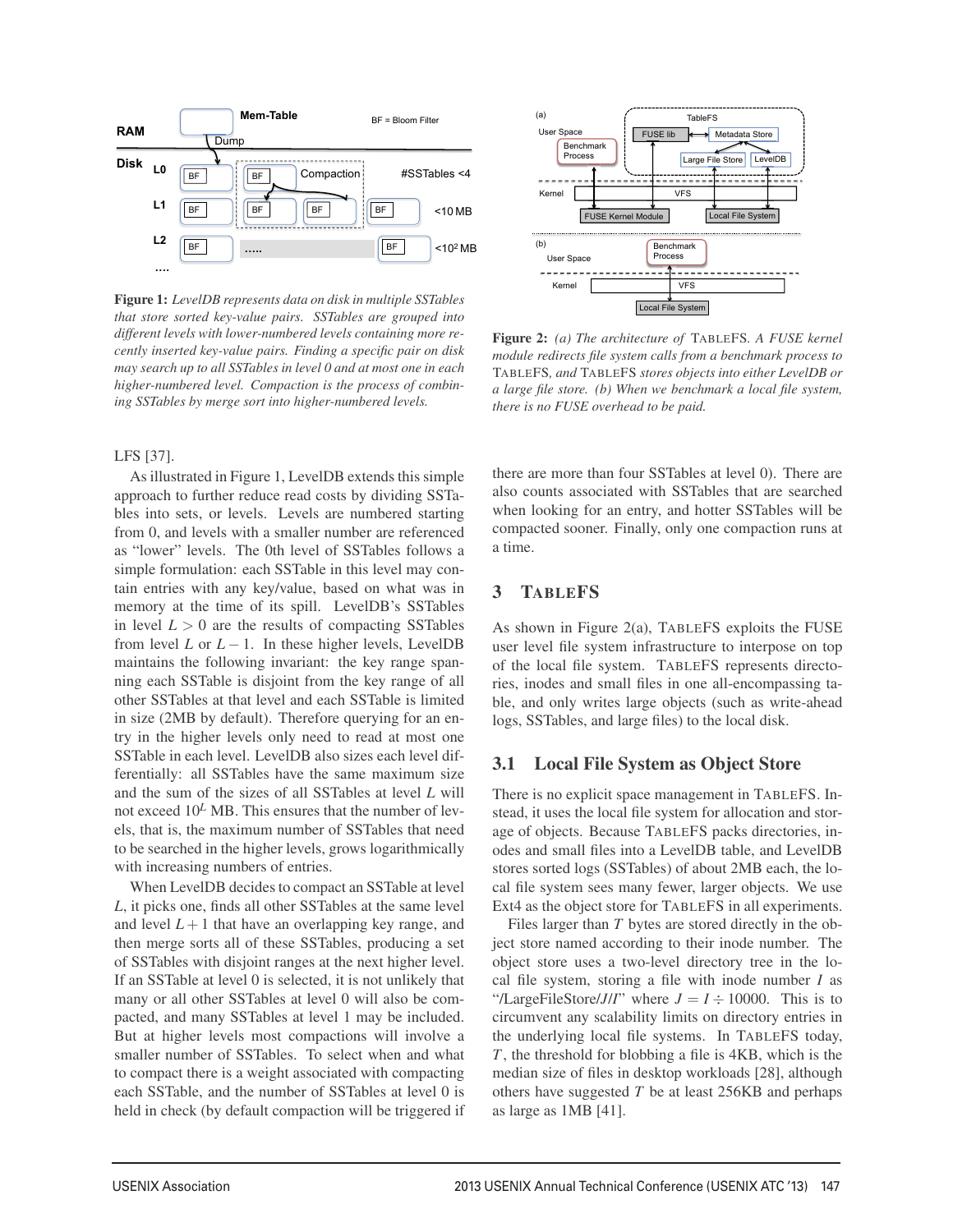**Figure 1:** *LevelDB represents data on disk in multiple SSTables that store sorted key-value pairs. SSTables are grouped into different levels with lower-numbered levels containing more recently inserted key-value pairs. Finding a specific pair on disk may search up to all SSTables in level 0 and at most one in each higher-numbered level. Compaction is the process of combining SSTables by merge sort into higher-numbered levels.*

**Figure 2:** *(a) The architecture of* TableFS*. A FUSE kernel module redirects file system calls from a benchmark process to* TableFS*, and* TableFS *stores objects into either LevelDB or a large file store. (b) When we benchmark a local file system, there is no FUSE overhead to be paid.*

LFS [37].

As illustrated in Figure 1, LevelDB extends this simple approach to further reduce read costs by dividing SSTables into sets, or levels. Levels are numbered starting from 0, and levels with a smaller number are referenced as "lower" levels. The 0th level of SSTables follows a simple formulation: each SSTable in this level may contain entries with any key/value, based on what was in memory at the time of its spill. LevelDB's SSTables in level $L > 0$ are the results of compacting SSTables from level $L$ or $L-1$. In these higher levels, LevelDB maintains the following invariant: the key range spanning each SSTable is disjoint from the key range of all other SSTables at that level and each SSTable is limited in size (2MB by default). Therefore querying for an entry in the higher levels only need to read at most one SSTable in each level. LevelDB also sizes each level differentially: all SSTables have the same maximum size and the sum of the sizes of all SSTables at level $L$ will not exceed $10^L$ MB. This ensures that the number of levels, that is, the maximum number of SSTables that need to be searched in the higher levels, grows logarithmically with increasing numbers of entries.

When LevelDB decides to compact an SSTable at level $L$, it picks one, finds all other SSTables at the same level and level $L+1$ that have an overlapping key range, and then merge sorts all of these SSTables, producing a set of SSTables with disjoint ranges at the next higher level. If an SSTable at level 0 is selected, it is not unlikely that many or all other SSTables at level 0 will also be compacted, and many SSTables at level 1 may be included. But at higher levels most compactions will involve a smaller number of SSTables. To select when and what to compact there is a weight associated with compacting each SSTable, and the number of SSTables at level 0 is held in check (by default compaction will be triggered if there are more than four SSTables at level 0). There are also counts associated with SSTables that are searched when looking for an entry, and hotter SSTables will be compacted sooner. Finally, only one compaction runs at a time.

## 3 TableFS

As shown in Figure 2(a), TableFS exploits the FUSE user level file system infrastructure to interpose on top of the local file system. TableFS represents directories, inodes and small files in one all-encompassing table, and only writes large objects (such as write-ahead logs, SSTables, and large files) to the local disk.

### 3.1 Local File System as Object Store

There is no explicit space management in TableFS. Instead, it uses the local file system for allocation and storage of objects. Because TableFS packs directories, inodes and small files into a LevelDB table, and LevelDB stores sorted logs (SSTables) of about 2MB each, the local file system sees many fewer, larger objects. We use Ext4 as the object store for TableFS in all experiments.

Files larger than $T$ bytes are stored directly in the object store named according to their inode number. The object store uses a two-level directory tree in the local file system, storing a file with inode number $I$ as "/LargeFileStore/$J$/$I$" where $J = I \div 10000$. This is to circumvent any scalability limits on directory entries in the underlying local file systems. In TableFS today, $T$, the threshold for blobbing a file is 4KB, which is the median size of files in desktop workloads [28], although others have suggested $T$ be at least 256KB and perhaps as large as 1MB [41].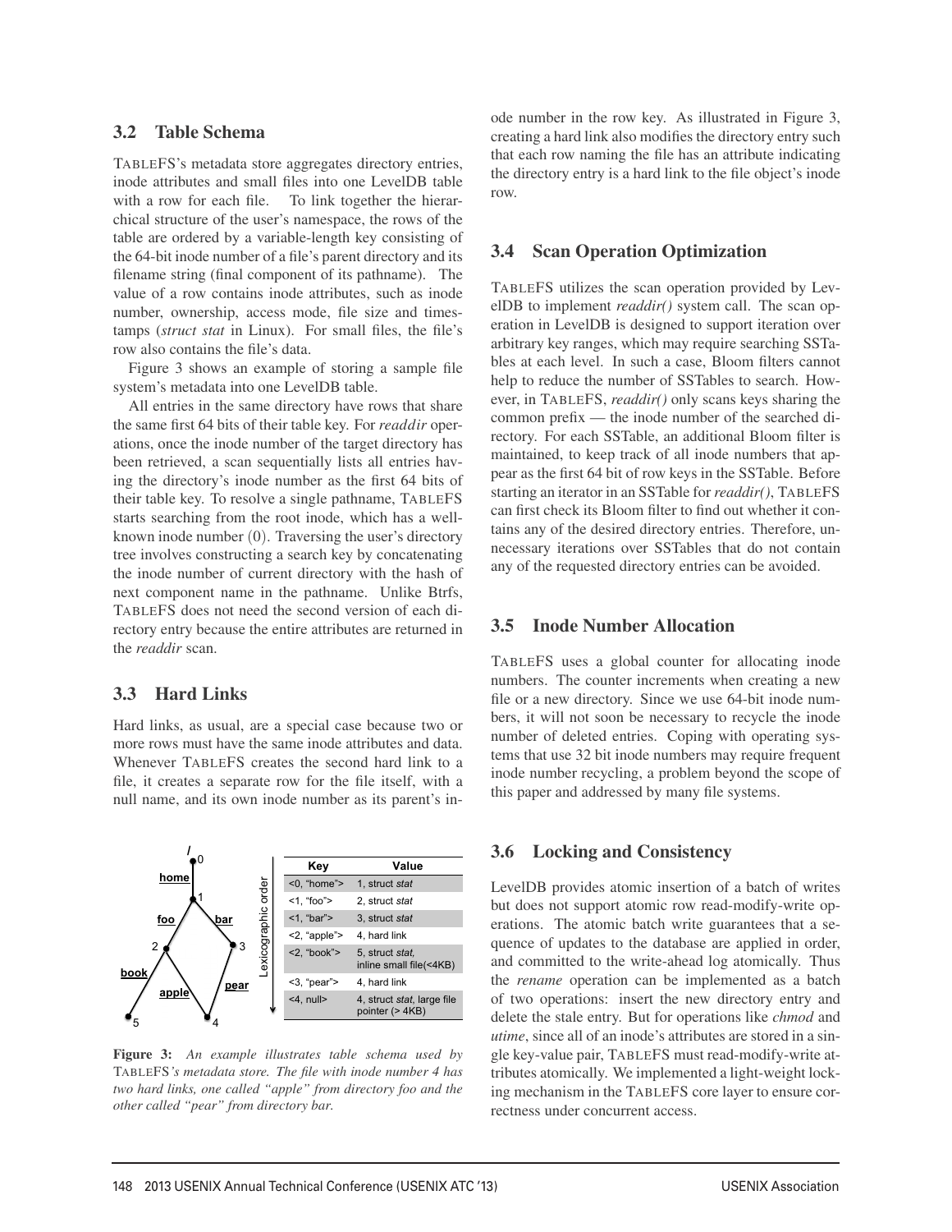### 3.2 Table Schema

TableFS's metadata store aggregates directory entries, inode attributes and small files into one LevelDB table with a row for each file. To link together the hierarchical structure of the user's namespace, the rows of the table are ordered by a variable-length key consisting of the 64-bit inode number of a file's parent directory and its filename string (final component of its pathname). The value of a row contains inode attributes, such as inode number, ownership, access mode, file size and timestamps (*struct stat* in Linux). For small files, the file's row also contains the file's data.

Figure 3 shows an example of storing a sample file system's metadata into one LevelDB table.

All entries in the same directory have rows that share the same first 64 bits of their table key. For *readdir* operations, once the inode number of the target directory has been retrieved, a scan sequentially lists all entries having the directory's inode number as the first 64 bits of their table key. To resolve a single pathname, TableFS starts searching from the root inode, which has a well-known inode number (0). Traversing the user's directory tree involves constructing a search key by concatenating the inode number of current directory with the hash of next component name in the pathname. Unlike Btrfs, TableFS does not need the second version of each directory entry because the entire attributes are returned in the *readdir* scan.

### 3.3 Hard Links

Hard links, as usual, are a special case because two or more rows must have the same inode attributes and data. Whenever TableFS creates the second hard link to a file, it creates a separate row for the file itself, with a null name, and its own inode number as its parent's inode number in the row key. As illustrated in Figure 3, creating a hard link also modifies the directory entry such that each row naming the file has an attribute indicating the directory entry is a hard link to the file object's inode row.

| Key | Value |
|---|---|
| <0, "home"> | 1, struct *stat* |
| <1, "foo"> | 2, struct *stat* |
| <1, "bar"> | 3, struct *stat* |
| <2, "apple"> | 4, hard link |
| <2, "book"> | 5, struct *stat*, inline small file(<4KB) |
| <3, "pear"> | 4, hard link |
| <4, null> | 4, struct *stat*, large file pointer (> 4KB) |

**Figure 3:** *An example illustrates table schema used by TableFS's metadata store. The file with inode number 4 has two hard links, one called "apple" from directory foo and the other called "pear" from directory bar.*

### 3.4 Scan Operation Optimization

TableFS utilizes the scan operation provided by LevelDB to implement *readdir()* system call. The scan operation in LevelDB is designed to support iteration over arbitrary key ranges, which may require searching SSTables at each level. In such a case, Bloom filters cannot help to reduce the number of SSTables to search. However, in TableFS, *readdir()* only scans keys sharing the common prefix — the inode number of the searched directory. For each SSTable, an additional Bloom filter is maintained, to keep track of all inode numbers that appear as the first 64 bit of row keys in the SSTable. Before starting an iterator in an SSTable for *readdir()*, TableFS can first check its Bloom filter to find out whether it contains any of the desired directory entries. Therefore, unnecessary iterations over SSTables that do not contain any of the requested directory entries can be avoided.

### 3.5 Inode Number Allocation

TableFS uses a global counter for allocating inode numbers. The counter increments when creating a new file or a new directory. Since we use 64-bit inode numbers, it will not soon be necessary to recycle the inode number of deleted entries. Coping with operating systems that use 32 bit inode numbers may require frequent inode number recycling, a problem beyond the scope of this paper and addressed by many file systems.

### 3.6 Locking and Consistency

LevelDB provides atomic insertion of a batch of writes but does not support atomic row read-modify-write operations. The atomic batch write guarantees that a sequence of updates to the database are applied in order, and committed to the write-ahead log atomically. Thus the *rename* operation can be implemented as a batch of two operations: insert the new directory entry and delete the stale entry. But for operations like *chmod* and *utime*, since all of an inode's attributes are stored in a single key-value pair, TableFS must read-modify-write attributes atomically. We implemented a light-weight locking mechanism in the TableFS core layer to ensure correctness under concurrent access.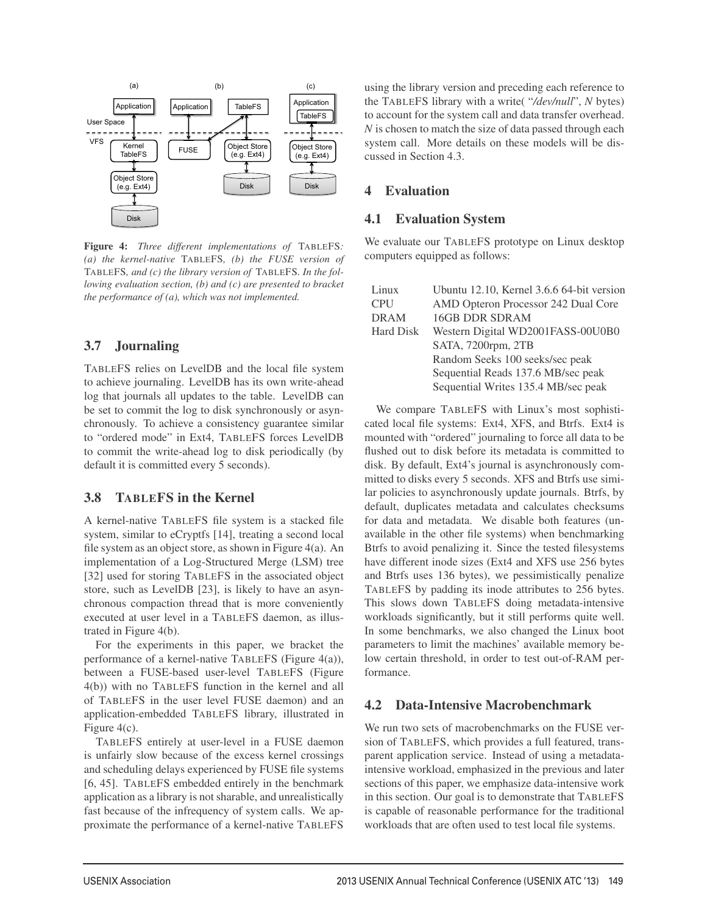Figure 4: *Three different implementations of* TableFS*: (a) the kernel-native* TableFS*, (b) the FUSE version of* TableFS*, and (c) the library version of* TableFS*. In the following evaluation section, (b) and (c) are presented to bracket the performance of (a), which was not implemented.*

### 3.7 Journaling

TableFS relies on LevelDB and the local file system to achieve journaling. LevelDB has its own write-ahead log that journals all updates to the table. LevelDB can be set to commit the log to disk synchronously or asynchronously. To achieve a consistency guarantee similar to "ordered mode" in Ext4, TableFS forces LevelDB to commit the write-ahead log to disk periodically (by default it is committed every 5 seconds).

### 3.8 TableFS in the Kernel

A kernel-native TableFS file system is a stacked file system, similar to eCryptfs [14], treating a second local file system as an object store, as shown in Figure 4(a). An implementation of a Log-Structured Merge (LSM) tree [32] used for storing TableFS in the associated object store, such as LevelDB [23], is likely to have an asynchronous compaction thread that is more conveniently executed at user level in a TableFS daemon, as illustrated in Figure 4(b).

For the experiments in this paper, we bracket the performance of a kernel-native TableFS (Figure 4(a)), between a FUSE-based user-level TableFS (Figure 4(b)) with no TableFS function in the kernel and all of TableFS in the user level FUSE daemon) and an application-embedded TableFS library, illustrated in Figure 4(c).

TableFS entirely at user-level in a FUSE daemon is unfairly slow because of the excess kernel crossings and scheduling delays experienced by FUSE file systems [6, 45]. TableFS embedded entirely in the benchmark application as a library is not sharable, and unrealistically fast because of the infrequency of system calls. We approximate the performance of a kernel-native TableFS using the library version and preceding each reference to the TableFS library with a write( "*/dev/null*", *N* bytes) to account for the system call and data transfer overhead. *N* is chosen to match the size of data passed through each system call. More details on these models will be discussed in Section 4.3.

## 4 Evaluation

### 4.1 Evaluation System

We evaluate our TableFS prototype on Linux desktop computers equipped as follows:

| | |
|---|---|
| Linux | Ubuntu 12.10, Kernel 3.6.6 64-bit version |
| CPU | AMD Opteron Processor 242 Dual Core |
| DRAM | 16GB DDR SDRAM |
| Hard Disk | Western Digital WD2001FASS-00U0B0 |
| | SATA, 7200rpm, 2TB |
| | Random Seeks 100 seeks/sec peak |
| | Sequential Reads 137.6 MB/sec peak |
| | Sequential Writes 135.4 MB/sec peak |

We compare TableFS with Linux's most sophisticated local file systems: Ext4, XFS, and Btrfs. Ext4 is mounted with "ordered" journaling to force all data to be flushed out to disk before its metadata is committed to disk. By default, Ext4's journal is asynchronously committed to disks every 5 seconds. XFS and Btrfs use similar policies to asynchronously update journals. Btrfs, by default, duplicates metadata and calculates checksums for data and metadata. We disable both features (unavailable in the other file systems) when benchmarking Btrfs to avoid penalizing it. Since the tested filesystems have different inode sizes (Ext4 and XFS use 256 bytes and Btrfs uses 136 bytes), we pessimistically penalize TableFS by padding its inode attributes to 256 bytes. This slows down TableFS doing metadata-intensive workloads significantly, but it still performs quite well. In some benchmarks, we also changed the Linux boot parameters to limit the machines' available memory below certain threshold, in order to test out-of-RAM performance.

### 4.2 Data-Intensive Macrobenchmark

We run two sets of macrobenchmarks on the FUSE version of TableFS, which provides a full featured, transparent application service. Instead of using a metadata-intensive workload, emphasized in the previous and later sections of this paper, we emphasize data-intensive work in this section. Our goal is to demonstrate that TableFS is capable of reasonable performance for the traditional workloads that are often used to test local file systems.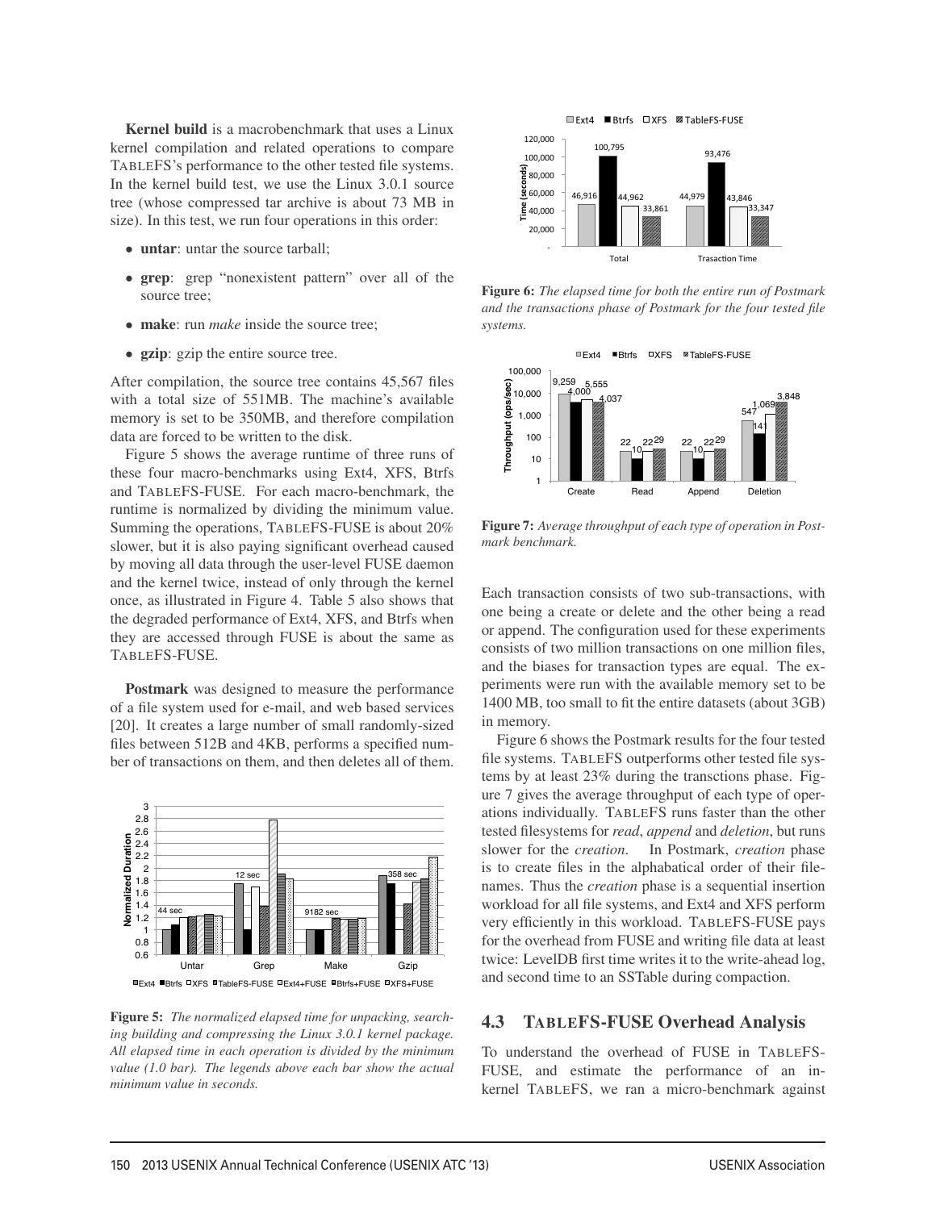**Kernel build** is a macrobenchmark that uses a Linux kernel compilation and related operations to compare TableFS's performance to the other tested file systems. In the kernel build test, we use the Linux 3.0.1 source tree (whose compressed tar archive is about 73 MB in size). In this test, we run four operations in this order:

- **untar**: untar the source tarball;
- **grep**: grep "nonexistent pattern" over all of the source tree;
- **make**: run *make* inside the source tree;
- **gzip**: gzip the entire source tree.

After compilation, the source tree contains 45,567 files with a total size of 551MB. The machine's available memory is set to be 350MB, and therefore compilation data are forced to be written to the disk.

Figure 5 shows the average runtime of three runs of these four macro-benchmarks using Ext4, XFS, Btrfs and TableFS-FUSE. For each macro-benchmark, the runtime is normalized by dividing the minimum value. Summing the operations, TableFS-FUSE is about 20% slower, but it is also paying significant overhead caused by moving all data through the user-level FUSE daemon and the kernel twice, instead of only through the kernel once, as illustrated in Figure 4. Table 5 also shows that the degraded performance of Ext4, XFS, and Btrfs when they are accessed through FUSE is about the same as TableFS-FUSE.

**Postmark** was designed to measure the performance of a file system used for e-mail, and web based services [20]. It creates a large number of small randomly-sized files between 512B and 4KB, performs a specified number of transactions on them, and then deletes all of them.

**Figure 5:** *The normalized elapsed time for unpacking, searching building and compressing the Linux 3.0.1 kernel package. All elapsed time in each operation is divided by the minimum value (1.0 bar). The legends above each bar show the actual minimum value in seconds.*

**Figure 6:** *The elapsed time for both the entire run of Postmark and the transactions phase of Postmark for the four tested file systems.*

**Figure 7:** *Average throughput of each type of operation in Postmark benchmark.*

Each transaction consists of two sub-transactions, with one being a create or delete and the other being a read or append. The configuration used for these experiments consists of two million transactions on one million files, and the biases for transaction types are equal. The experiments were run with the available memory set to be 1400 MB, too small to fit the entire datasets (about 3GB) in memory.

Figure 6 shows the Postmark results for the four tested file systems. TableFS outperforms other tested file systems by at least 23% during the transctions phase. Figure 7 gives the average throughput of each type of operations individually. TableFS runs faster than the other tested filesystems for *read*, *append* and *deletion*, but runs slower for the *creation*. In Postmark, *creation* phase is to create files in the alphabatical order of their filenames. Thus the *creation* phase is a sequential insertion workload for all file systems, and Ext4 and XFS perform very efficiently in this workload. TableFS-FUSE pays for the overhead from FUSE and writing file data at least twice: LevelDB first time writes it to the write-ahead log, and second time to an SSTable during compaction.

## 4.3 TableFS-FUSE Overhead Analysis

To understand the overhead of FUSE in TableFS-FUSE, and estimate the performance of an in-kernel TableFS, we ran a micro-benchmark against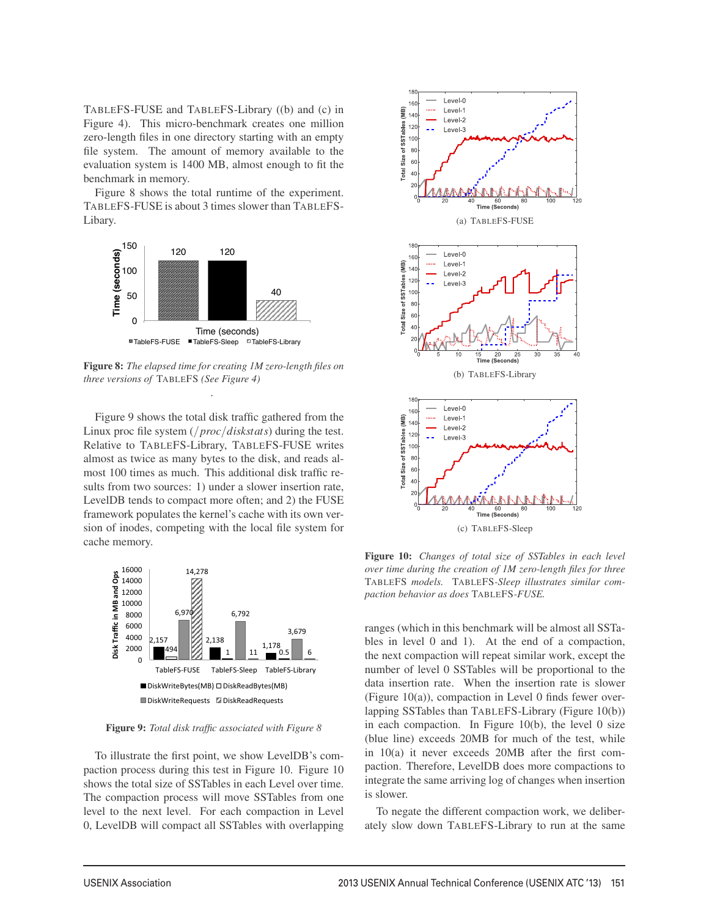TABLEFS-FUSE and TABLEFS-Library ((b) and (c) in Figure 4). This micro-benchmark creates one million zero-length files in one directory starting with an empty file system. The amount of memory available to the evaluation system is 1400 MB, almost enough to fit the benchmark in memory.

Figure 8 shows the total runtime of the experiment. TABLEFS-FUSE is about 3 times slower than TABLEFS-Libary.

**Figure 8:** *The elapsed time for creating 1M zero-length files on three versions of* TABLEFS *(See Figure 4)*

Figure 9 shows the total disk traffic gathered from the Linux proc file system (*/proc/diskstats*) during the test. Relative to TABLEFS-Library, TABLEFS-FUSE writes almost as twice as many bytes to the disk, and reads almost 100 times as much. This additional disk traffic results from two sources: 1) under a slower insertion rate, LevelDB tends to compact more often; and 2) the FUSE framework populates the kernel's cache with its own version of inodes, competing with the local file system for cache memory.

**Figure 9:** *Total disk traffic associated with Figure 8*

To illustrate the first point, we show LevelDB's compaction process during this test in Figure 10. Figure 10 shows the total size of SSTables in each Level over time. The compaction process will move SSTables from one level to the next level. For each compaction in Level 0, LevelDB will compact all SSTables with overlapping ranges (which in this benchmark will be almost all SSTables in level 0 and 1). At the end of a compaction, the next compaction will repeat similar work, except the number of level 0 SSTables will be proportional to the data insertion rate. When the insertion rate is slower (Figure 10(a)), compaction in Level 0 finds fewer overlapping SSTables than TABLEFS-Library (Figure 10(b)) in each compaction. In Figure 10(b), the level 0 size (blue line) exceeds 20MB for much of the test, while in 10(a) it never exceeds 20MB after the first compaction. Therefore, LevelDB does more compactions to integrate the same arriving log of changes when insertion is slower.

(a) TABLEFS-FUSE

(b) TABLEFS-Library

(c) TABLEFS-Sleep

**Figure 10:** *Changes of total size of SSTables in each level over time during the creation of 1M zero-length files for three* TABLEFS *models.* TABLEFS*-Sleep illustrates similar compaction behavior as does* TABLEFS*-FUSE.*

To negate the different compaction work, we deliberately slow down TABLEFS-Library to run at the same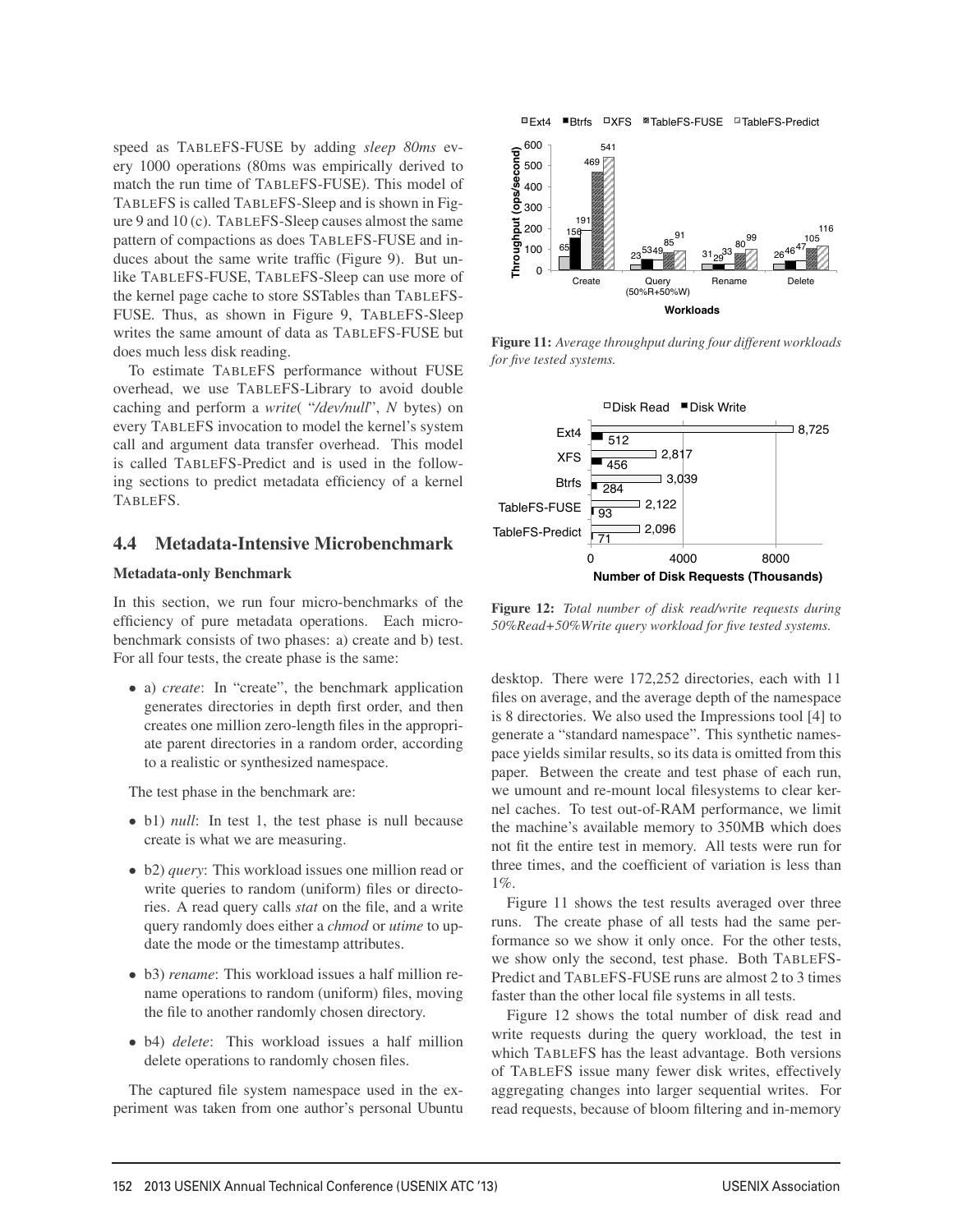speed as TableFS-FUSE by adding *sleep 80ms* every 1000 operations (80ms was empirically derived to match the run time of TableFS-FUSE). This model of TableFS is called TableFS-Sleep and is shown in Figure 9 and 10 (c). TableFS-Sleep causes almost the same pattern of compactions as does TableFS-FUSE and induces about the same write traffic (Figure 9). But unlike TableFS-FUSE, TableFS-Sleep can use more of the kernel page cache to store SSTables than TableFS-FUSE. Thus, as shown in Figure 9, TableFS-Sleep writes the same amount of data as TableFS-FUSE but does much less disk reading.

To estimate TableFS performance without FUSE overhead, we use TableFS-Library to avoid double caching and perform a *write*( "*/dev/null*", *N* bytes) on every TableFS invocation to model the kernel's system call and argument data transfer overhead. This model is called TableFS-Predict and is used in the following sections to predict metadata efficiency of a kernel TableFS.

## 4.4 Metadata-Intensive Microbenchmark

**Metadata-only Benchmark**

In this section, we run four micro-benchmarks of the efficiency of pure metadata operations. Each micro-benchmark consists of two phases: a) create and b) test. For all four tests, the create phase is the same:

- a) *create*: In "create", the benchmark application generates directories in depth first order, and then creates one million zero-length files in the appropriate parent directories in a random order, according to a realistic or synthesized namespace.

The test phase in the benchmark are:

- b1) *null*: In test 1, the test phase is null because create is what we are measuring.
- b2) *query*: This workload issues one million read or write queries to random (uniform) files or directories. A read query calls *stat* on the file, and a write query randomly does either a *chmod* or *utime* to update the mode or the timestamp attributes.
- b3) *rename*: This workload issues a half million rename operations to random (uniform) files, moving the file to another randomly chosen directory.
- b4) *delete*: This workload issues a half million delete operations to randomly chosen files.

The captured file system namespace used in the experiment was taken from one author's personal Ubuntu desktop. There were 172,252 directories, each with 11 files on average, and the average depth of the namespace is 8 directories. We also used the Impressions tool [4] to generate a "standard namespace". This synthetic namespace yields similar results, so its data is omitted from this paper. Between the create and test phase of each run, we umount and re-mount local filesystems to clear kernel caches. To test out-of-RAM performance, we limit the machine's available memory to 350MB which does not fit the entire test in memory. All tests were run for three times, and the coefficient of variation is less than 1%.

Figure 11 shows the test results averaged over three runs. The create phase of all tests had the same performance so we show it only once. For the other tests, we show only the second, test phase. Both TableFS-Predict and TableFS-FUSE runs are almost 2 to 3 times faster than the other local file systems in all tests.

Figure 12 shows the total number of disk read and write requests during the query workload, the test in which TableFS has the least advantage. Both versions of TableFS issue many fewer disk writes, effectively aggregating changes into larger sequential writes. For read requests, because of bloom filtering and in-memory

| Throughput (ops/second) | Ext4 | Btrfs | XFS | TableFS-FUSE | TableFS-Predict |
|---|---|---|---|---|---|
| Create | 65 | 156 | 191 | 469 | 541 |
| Query (50%R+50%W) | 23 | 53 | 49 | 85 | 91 |
| Rename | 31 | 29 | 33 | 80 | 99 |
| Delete | 26 | 46 | 47 | 105 | 116 |

**Figure 11:** *Average throughput during four different workloads for five tested systems.*

| Number of Disk Requests (Thousands) | Disk Read | Disk Write |
|---|---|---|
| Ext4 | 8,725 | 512 |
| XFS | 2,817 | 456 |
| Btrfs | 3,039 | 284 |
| TableFS-FUSE | 2,122 | 93 |
| TableFS-Predict | 2,096 | 71 |

**Figure 12:** *Total number of disk read/write requests during 50%Read+50%Write query workload for five tested systems.*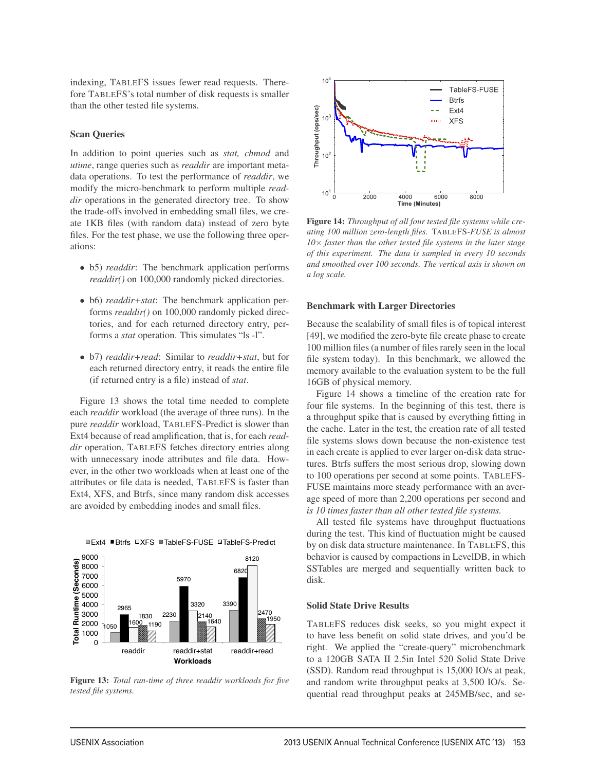indexing, TableFS issues fewer read requests. Therefore TableFS's total number of disk requests is smaller than the other tested file systems.

### Scan Queries

In addition to point queries such as *stat, chmod* and *utime*, range queries such as *readdir* are important metadata operations. To test the performance of *readdir*, we modify the micro-benchmark to perform multiple *readdir* operations in the generated directory tree. To show the trade-offs involved in embedding small files, we create 1KB files (with random data) instead of zero byte files. For the test phase, we use the following three operations:

- b5) *readdir*: The benchmark application performs *readdir()* on 100,000 randomly picked directories.
- b6) *readdir+stat*: The benchmark application performs *readdir()* on 100,000 randomly picked directories, and for each returned directory entry, performs a *stat* operation. This simulates "ls -l".
- b7) *readdir+read*: Similar to *readdir+stat*, but for each returned directory entry, it reads the entire file (if returned entry is a file) instead of *stat*.

Figure 13 shows the total time needed to complete each *readdir* workload (the average of three runs). In the pure *readdir* workload, TableFS-Predict is slower than Ext4 because of read amplification, that is, for each *readdir* operation, TableFS fetches directory entries along with unnecessary inode attributes and file data. However, in the other two workloads when at least one of the attributes or file data is needed, TableFS is faster than Ext4, XFS, and Btrfs, since many random disk accesses are avoided by embedding inodes and small files.

| Workload | Ext4 | Btrfs | XFS | TableFS-FUSE | TableFS-Predict |
|---|---|---|---|---|---|
| readdir | 1050 | 2965 | 1600 | 1830 | 1190 |
| readdir+stat | 2230 | 5970 | 3320 | 2140 | 1640 |
| readdir+read | 3390 | 6820 | 8120 | 2470 | 1950 |

**Figure 13:** *Total run-time of three readdir workloads for five tested file systems.*

**Figure 14:** *Throughput of all four tested file systems while creating 100 million zero-length files.* TableFS*-FUSE is almost 10× faster than the other tested file systems in the later stage of this experiment. The data is sampled in every 10 seconds and smoothed over 100 seconds. The vertical axis is shown on a log scale.*

### Benchmark with Larger Directories

Because the scalability of small files is of topical interest [49], we modified the zero-byte file create phase to create 100 million files (a number of files rarely seen in the local file system today). In this benchmark, we allowed the memory available to the evaluation system to be the full 16GB of physical memory.

Figure 14 shows a timeline of the creation rate for four file systems. In the beginning of this test, there is a throughput spike that is caused by everything fitting in the cache. Later in the test, the creation rate of all tested file systems slows down because the non-existence test in each create is applied to ever larger on-disk data structures. Btrfs suffers the most serious drop, slowing down to 100 operations per second at some points. TableFS-FUSE maintains more steady performance with an average speed of more than 2,200 operations per second and *is 10 times faster than all other tested file systems.*

All tested file systems have throughput fluctuations during the test. This kind of fluctuation might be caused by on disk data structure maintenance. In TableFS, this behavior is caused by compactions in LevelDB, in which SSTables are merged and sequentially written back to disk.

### Solid State Drive Results

TableFS reduces disk seeks, so you might expect it to have less benefit on solid state drives, and you'd be right. We applied the "create-query" microbenchmark to a 120GB SATA II 2.5in Intel 520 Solid State Drive (SSD). Random read throughput is 15,000 IO/s at peak, and random write throughput peaks at 3,500 IO/s. Sequential read throughput peaks at 245MB/sec, and se-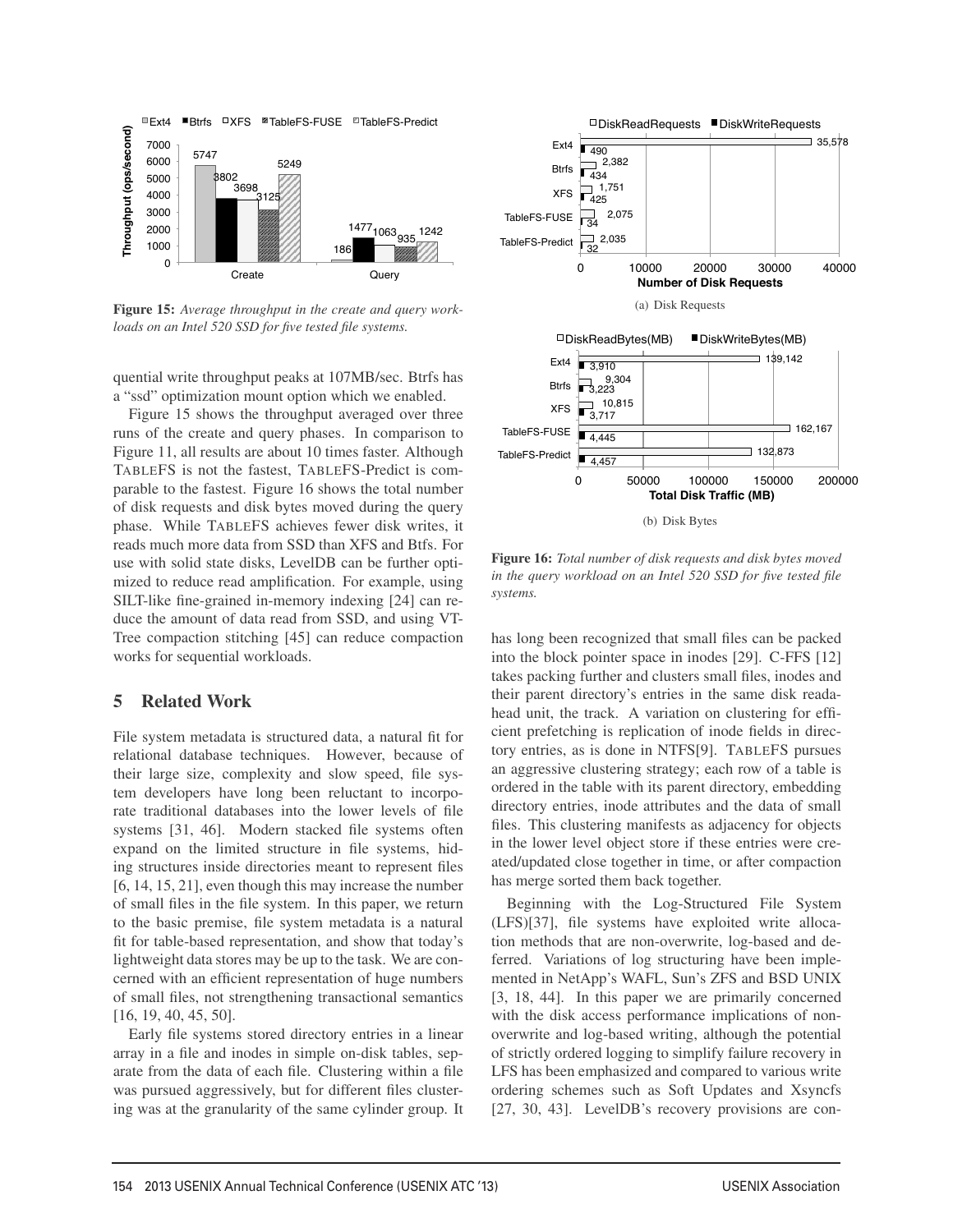Figure 15: *Average throughput in the create and query workloads on an Intel 520 SSD for five tested file systems.*

Figure 16: *Total number of disk requests and disk bytes moved in the query workload on an Intel 520 SSD for five tested file systems.*

(a) Disk Requests

(b) Disk Bytes

quential write throughput peaks at 107MB/sec. Btrfs has a "ssd" optimization mount option which we enabled.

Figure 15 shows the throughput averaged over three runs of the create and query phases. In comparison to Figure 11, all results are about 10 times faster. Although TABLEFS is not the fastest, TABLEFS-Predict is comparable to the fastest. Figure 16 shows the total number of disk requests and disk bytes moved during the query phase. While TABLEFS achieves fewer disk writes, it reads much more data from SSD than XFS and Btfs. For use with solid state disks, LevelDB can be further optimized to reduce read amplification. For example, using SILT-like fine-grained in-memory indexing [24] can reduce the amount of data read from SSD, and using VT-Tree compaction stitching [45] can reduce compaction works for sequential workloads.

## 5 Related Work

File system metadata is structured data, a natural fit for relational database techniques. However, because of their large size, complexity and slow speed, file system developers have long been reluctant to incorporate traditional databases into the lower levels of file systems [31, 46]. Modern stacked file systems often expand on the limited structure in file systems, hiding structures inside directories meant to represent files [6, 14, 15, 21], even though this may increase the number of small files in the file system. In this paper, we return to the basic premise, file system metadata is a natural fit for table-based representation, and show that today's lightweight data stores may be up to the task. We are concerned with an efficient representation of huge numbers of small files, not strengthening transactional semantics [16, 19, 40, 45, 50].

Early file systems stored directory entries in a linear array in a file and inodes in simple on-disk tables, separate from the data of each file. Clustering within a file was pursued aggressively, but for different files clustering was at the granularity of the same cylinder group. It has long been recognized that small files can be packed into the block pointer space in inodes [29]. C-FFS [12] takes packing further and clusters small files, inodes and their parent directory's entries in the same disk readahead unit, the track. A variation on clustering for efficient prefetching is replication of inode fields in directory entries, as is done in NTFS[9]. TABLEFS pursues an aggressive clustering strategy; each row of a table is ordered in the table with its parent directory, embedding directory entries, inode attributes and the data of small files. This clustering manifests as adjacency for objects in the lower level object store if these entries were created/updated close together in time, or after compaction has merge sorted them back together.

Beginning with the Log-Structured File System (LFS)[37], file systems have exploited write allocation methods that are non-overwrite, log-based and deferred. Variations of log structuring have been implemented in NetApp's WAFL, Sun's ZFS and BSD UNIX [3, 18, 44]. In this paper we are primarily concerned with the disk access performance implications of non-overwrite and log-based writing, although the potential of strictly ordered logging to simplify failure recovery in LFS has been emphasized and compared to various write ordering schemes such as Soft Updates and Xsyncfs [27, 30, 43]. LevelDB's recovery provisions are con-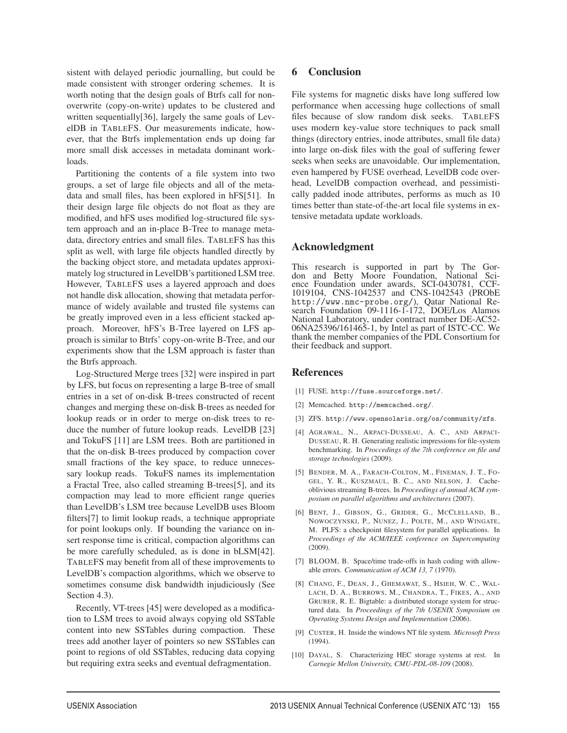sistent with delayed periodic journalling, but could be made consistent with stronger ordering schemes. It is worth noting that the design goals of Btrfs call for non-overwrite (copy-on-write) updates to be clustered and written sequentially[36], largely the same goals of LevelDB in TABLEFS. Our measurements indicate, however, that the Btrfs implementation ends up doing far more small disk accesses in metadata dominant workloads.

Partitioning the contents of a file system into two groups, a set of large file objects and all of the metadata and small files, has been explored in hFS[51]. In their design large file objects do not float as they are modified, and hFS uses modified log-structured file system approach and an in-place B-Tree to manage metadata, directory entries and small files. TABLEFS has this split as well, with large file objects handled directly by the backing object store, and metadata updates approximately log structured in LevelDB's partitioned LSM tree. However, TABLEFS uses a layered approach and does not handle disk allocation, showing that metadata performance of widely available and trusted file systems can be greatly improved even in a less efficient stacked approach. Moreover, hFS's B-Tree layered on LFS approach is similar to Btrfs' copy-on-write B-Tree, and our experiments show that the LSM approach is faster than the Btrfs approach.

Log-Structured Merge trees [32] were inspired in part by LFS, but focus on representing a large B-tree of small entries in a set of on-disk B-trees constructed of recent changes and merging these on-disk B-trees as needed for lookup reads or in order to merge on-disk trees to reduce the number of future lookup reads. LevelDB [23] and TokuFS [11] are LSM trees. Both are partitioned in that the on-disk B-trees produced by compaction cover small fractions of the key space, to reduce unnecessary lookup reads. TokuFS names its implementation a Fractal Tree, also called streaming B-trees[5], and its compaction may lead to more efficient range queries than LevelDB's LSM tree because LevelDB uses Bloom filters[7] to limit lookup reads, a technique appropriate for point lookups only. If bounding the variance on insert response time is critical, compaction algorithms can be more carefully scheduled, as is done in bLSM[42]. TABLEFS may benefit from all of these improvements to LevelDB's compaction algorithms, which we observe to sometimes consume disk bandwidth injudiciously (See Section 4.3).

Recently, VT-trees [45] were developed as a modification to LSM trees to avoid always copying old SSTable content into new SSTables during compaction. These trees add another layer of pointers so new SSTables can point to regions of old SSTables, reducing data copying but requiring extra seeks and eventual defragmentation.

## 6 Conclusion

File systems for magnetic disks have long suffered low performance when accessing huge collections of small files because of slow random disk seeks. TABLEFS uses modern key-value store techniques to pack small things (directory entries, inode attributes, small file data) into large on-disk files with the goal of suffering fewer seeks when seeks are unavoidable. Our implementation, even hampered by FUSE overhead, LevelDB code overhead, LevelDB compaction overhead, and pessimistically padded inode attributes, performs as much as 10 times better than state-of-the-art local file systems in extensive metadata update workloads.

## Acknowledgment

This research is supported in part by The Gordon and Betty Moore Foundation, National Science Foundation under awards, SCI-0430781, CCF-1019104, CNS-1042537 and CNS-1042543 (PRObE http://www.nmc-probe.org/), Qatar National Research Foundation 09-1116-1-172, DOE/Los Alamos National Laboratory, under contract number DE-AC52-06NA25396/161465-1, by Intel as part of ISTC-CC. We thank the member companies of the PDL Consortium for their feedback and support.

## References

[1] FUSE. http://fuse.sourceforge.net/.

[2] Memcached. http://memcached.org/.

[3] ZFS. http://www.opensolaris.org/os/community/zfs.

[4] AGRAWAL, N., ARPACI-DUSSEAU, A. C., AND ARPACI-DUSSEAU, R. H. Generating realistic impressions for file-system benchmarking. In *Proccedings of the 7th conference on file and storage technologies* (2009).

[5] BENDER, M. A., FARACH-COLTON, M., FINEMAN, J. T., FOGEL, Y. R., KUSZMAUL, B. C., AND NELSON, J. Cache-oblivious streaming B-trees. In *Proceedings of annual ACM symposium on parallel algorithms and architectures* (2007).

[6] BENT, J., GIBSON, G., GRIDER, G., MCCLELLAND, B., NOWOCZYNSKI, P., NUNEZ, J., POLTE, M., AND WINGATE, M. PLFS: a checkpoint filesystem for parallel applications. In *Proceedings of the ACM/IEEE conference on Supercomputing* (2009).

[7] BLOOM, B. Space/time trade-offs in hash coding with allowable errors. *Communication of ACM 13, 7* (1970).

[8] CHANG, F., DEAN, J., GHEMAWAT, S., HSIEH, W. C., WALLACH, D. A., BURROWS, M., CHANDRA, T., FIKES, A., AND GRUBER, R. E. Bigtable: a distributed storage system for structured data. In *Proceedings of the 7th USENIX Symposium on Operating Systems Design and Implementation* (2006).

[9] CUSTER, H. Inside the windows NT file system. *Microsoft Press* (1994).

[10] DAYAL, S. Characterizing HEC storage systems at rest. In *Carnegie Mellon University, CMU-PDL-08-109* (2008).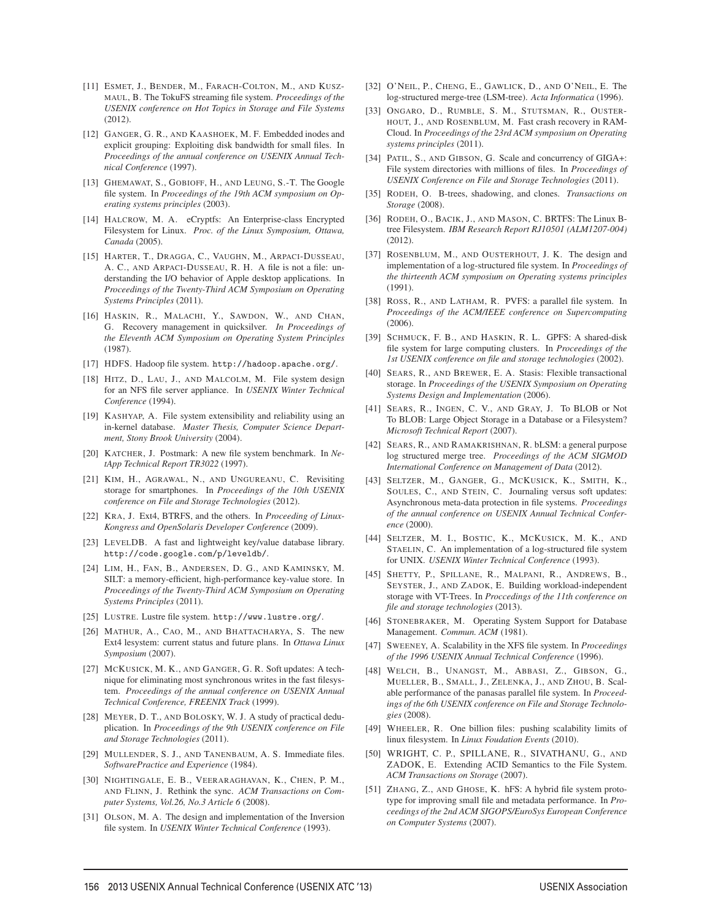[11] Esmet, J., Bender, M., Farach-Colton, M., and Kuszmaul, B. The TokuFS streaming file system. *Proceedings of the USENIX conference on Hot Topics in Storage and File Systems* (2012).

[12] Ganger, G. R., and Kaashoek, M. F. Embedded inodes and explicit grouping: Exploiting disk bandwidth for small files. In *Proceedings of the annual conference on USENIX Annual Technical Conference* (1997).

[13] Ghemawat, S., Gobioff, H., and Leung, S.-T. The Google file system. In *Proceedings of the 19th ACM symposium on Operating systems principles* (2003).

[14] Halcrow, M. A. eCryptfs: An Enterprise-class Encrypted Filesystem for Linux. *Proc. of the Linux Symposium, Ottawa, Canada* (2005).

[15] Harter, T., Dragga, C., Vaughn, M., Arpaci-Dusseau, A. C., and Arpaci-Dusseau, R. H. A file is not a file: understanding the I/O behavior of Apple desktop applications. In *Proceedings of the Twenty-Third ACM Symposium on Operating Systems Principles* (2011).

[16] Haskin, R., Malachi, Y., Sawdon, W., and Chan, G. Recovery management in quicksilver. *In Proceedings of the Eleventh ACM Symposium on Operating System Principles* (1987).

[17] HDFS. Hadoop file system. `http://hadoop.apache.org/`.

[18] Hitz, D., Lau, J., and Malcolm, M. File system design for an NFS file server appliance. In *USENIX Winter Technical Conference* (1994).

[19] Kashyap, A. File system extensibility and reliability using an in-kernel database. *Master Thesis, Computer Science Department, Stony Brook University* (2004).

[20] Katcher, J. Postmark: A new file system benchmark. In *NetApp Technical Report TR3022* (1997).

[21] Kim, H., Agrawal, N., and Ungureanu, C. Revisiting storage for smartphones. In *Proceedings of the 10th USENIX conference on File and Storage Technologies* (2012).

[22] Kra, J. Ext4, BTRFS, and the others. In *Proceeding of Linux-Kongress and OpenSolaris Developer Conference* (2009).

[23] LevelDB. A fast and lightweight key/value database library. `http://code.google.com/p/leveldb/`.

[24] Lim, H., Fan, B., Andersen, D. G., and Kaminsky, M. SILT: a memory-efficient, high-performance key-value store. In *Proceedings of the Twenty-Third ACM Symposium on Operating Systems Principles* (2011).

[25] Lustre. Lustre file system. `http://www.lustre.org/`.

[26] Mathur, A., Cao, M., and Bhattacharya, S. The new Ext4 lesystem: current status and future plans. In *Ottawa Linux Symposium* (2007).

[27] McKusick, M. K., and Ganger, G. R. Soft updates: A technique for eliminating most synchronous writes in the fast filesystem. *Proceedings of the annual conference on USENIX Annual Technical Conference, FREENIX Track* (1999).

[28] Meyer, D. T., and Bolosky, W. J. A study of practical deduplication. In *Proceedings of the 9th USENIX conference on File and Storage Technologies* (2011).

[29] Mullender, S. J., and Tanenbaum, A. S. Immediate files. *SoftwarePractice and Experience* (1984).

[30] Nightingale, E. B., Veeraraghavan, K., Chen, P. M., and Flinn, J. Rethink the sync. *ACM Transactions on Computer Systems, Vol.26, No.3 Article 6* (2008).

[31] Olson, M. A. The design and implementation of the Inversion file system. In *USENIX Winter Technical Conference* (1993).

[32] O'Neil, P., Cheng, E., Gawlick, D., and O'Neil, E. The log-structured merge-tree (LSM-tree). *Acta Informatica* (1996).

[33] Ongaro, D., Rumble, S. M., Stutsman, R., Ousterhout, J., and Rosenblum, M. Fast crash recovery in RAMCloud. In *Proceedings of the 23rd ACM symposium on Operating systems principles* (2011).

[34] Patil, S., and Gibson, G. Scale and concurrency of GIGA+: File system directories with millions of files. In *Proceedings of USENIX Conference on File and Storage Technologies* (2011).

[35] Rodeh, O. B-trees, shadowing, and clones. *Transactions on Storage* (2008).

[36] Rodeh, O., Bacik, J., and Mason, C. BRTFS: The Linux B-tree Filesystem. *IBM Research Report RJ10501 (ALM1207-004)* (2012).

[37] Rosenblum, M., and Ousterhout, J. K. The design and implementation of a log-structured file system. In *Proceedings of the thirteenth ACM symposium on Operating systems principles* (1991).

[38] Ross, R., and Latham, R. PVFS: a parallel file system. In *Proceedings of the ACM/IEEE conference on Supercomputing* (2006).

[39] Schmuck, F. B., and Haskin, R. L. GPFS: A shared-disk file system for large computing clusters. In *Proceedings of the 1st USENIX conference on file and storage technologies* (2002).

[40] Sears, R., and Brewer, E. A. Stasis: Flexible transactional storage. In *Proceedings of the USENIX Symposium on Operating Systems Design and Implementation* (2006).

[41] Sears, R., Ingen, C. V., and Gray, J. To BLOB or Not To BLOB: Large Object Storage in a Database or a Filesystem? *Microsoft Technical Report* (2007).

[42] Sears, R., and Ramakrishnan, R. bLSM: a general purpose log structured merge tree. *Proceedings of the ACM SIGMOD International Conference on Management of Data* (2012).

[43] Seltzer, M., Ganger, G., McKusick, K., Smith, K., Soules, C., and Stein, C. Journaling versus soft updates: Asynchronous meta-data protection in file systems. *Proceedings of the annual conference on USENIX Annual Technical Conference* (2000).

[44] Seltzer, M. I., Bostic, K., McKusick, M. K., and Staelin, C. An implementation of a log-structured file system for UNIX. *USENIX Winter Technical Conference* (1993).

[45] Shetty, P., Spillane, R., Malpani, R., Andrews, B., Seyster, J., and Zadok, E. Building workload-independent storage with VT-Trees. In *Proccedings of the 11th conference on file and storage technologies* (2013).

[46] Stonebraker, M. Operating System Support for Database Management. *Commun. ACM* (1981).

[47] Sweeney, A. Scalability in the XFS file system. In *Proceedings of the 1996 USENIX Annual Technical Conference* (1996).

[48] Welch, B., Unangst, M., Abbasi, Z., Gibson, G., Mueller, B., Small, J., Zelenka, J., and Zhou, B. Scalable performance of the panasas parallel file system. In *Proceedings of the 6th USENIX conference on File and Storage Technologies* (2008).

[49] Wheeler, R. One billion files: pushing scalability limits of linux filesystem. In *Linux Foudation Events* (2010).

[50] WRIGHT, C. P., SPILLANE, R., SIVATHANU, G., and ZADOK, E. Extending ACID Semantics to the File System. *ACM Transactions on Storage* (2007).

[51] Zhang, Z., and Ghose, K. hFS: A hybrid file system prototype for improving small file and metadata performance. In *Proceedings of the 2nd ACM SIGOPS/EuroSys European Conference on Computer Systems* (2007).